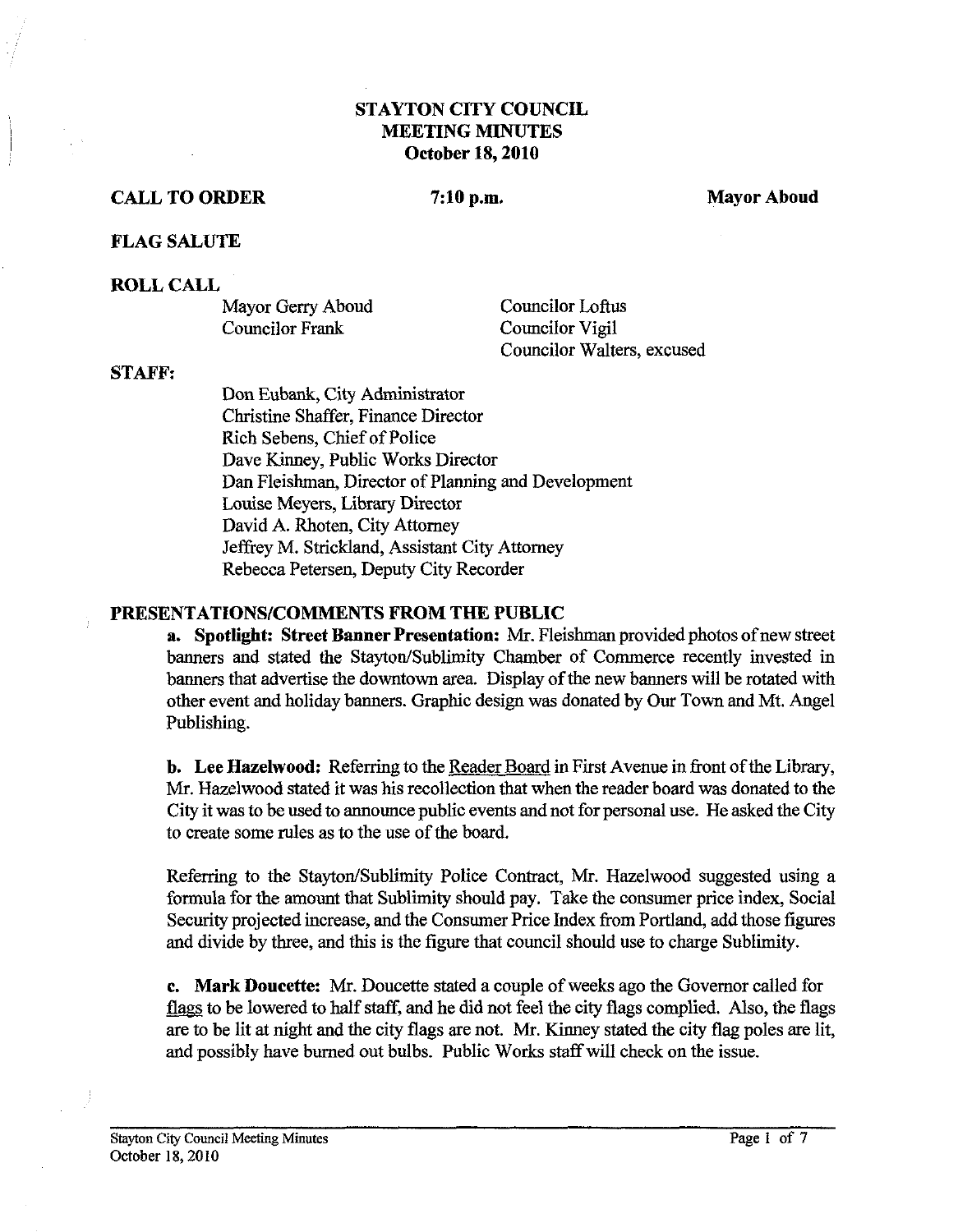# STAYTON CITY COUNCIL
## MEETING MINUTES
### October 18, 2010

**CALL TO ORDER** **7:10 p.m.** **Mayor Aboud**

**FLAG SALUTE**

**ROLL CALL**

Mayor Gerry Aboud
Councilor Frank
Councilor Loftus
Councilor Vigil
Councilor Walters, excused

**STAFF:**

Don Eubank, City Administrator
Christine Shaffer, Finance Director
Rich Sebens, Chief of Police
Dave Kinney, Public Works Director
Dan Fleishman, Director of Planning and Development
Louise Meyers, Library Director
David A. Rhoten, City Attorney
Jeffrey M. Strickland, Assistant City Attorney
Rebecca Petersen, Deputy City Recorder

**PRESENTATIONS/COMMENTS FROM THE PUBLIC**

**a. Spotlight: Street Banner Presentation:** Mr. Fleishman provided photos of new street banners and stated the Stayton/Sublimity Chamber of Commerce recently invested in banners that advertise the downtown area. Display of the new banners will be rotated with other event and holiday banners. Graphic design was donated by Our Town and Mt. Angel Publishing.

**b. Lee Hazelwood:** Referring to the Reader Board in First Avenue in front of the Library, Mr. Hazelwood stated it was his recollection that when the reader board was donated to the City it was to be used to announce public events and not for personal use. He asked the City to create some rules as to the use of the board.

Referring to the Stayton/Sublimity Police Contract, Mr. Hazelwood suggested using a formula for the amount that Sublimity should pay. Take the consumer price index, Social Security projected increase, and the Consumer Price Index from Portland, add those figures and divide by three, and this is the figure that council should use to charge Sublimity.

**c. Mark Doucette:** Mr. Doucette stated a couple of weeks ago the Governor called for flags to be lowered to half staff, and he did not feel the city flags complied. Also, the flags are to be lit at night and the city flags are not. Mr. Kinney stated the city flag poles are lit, and possibly have burned out bulbs. Public Works staff will check on the issue.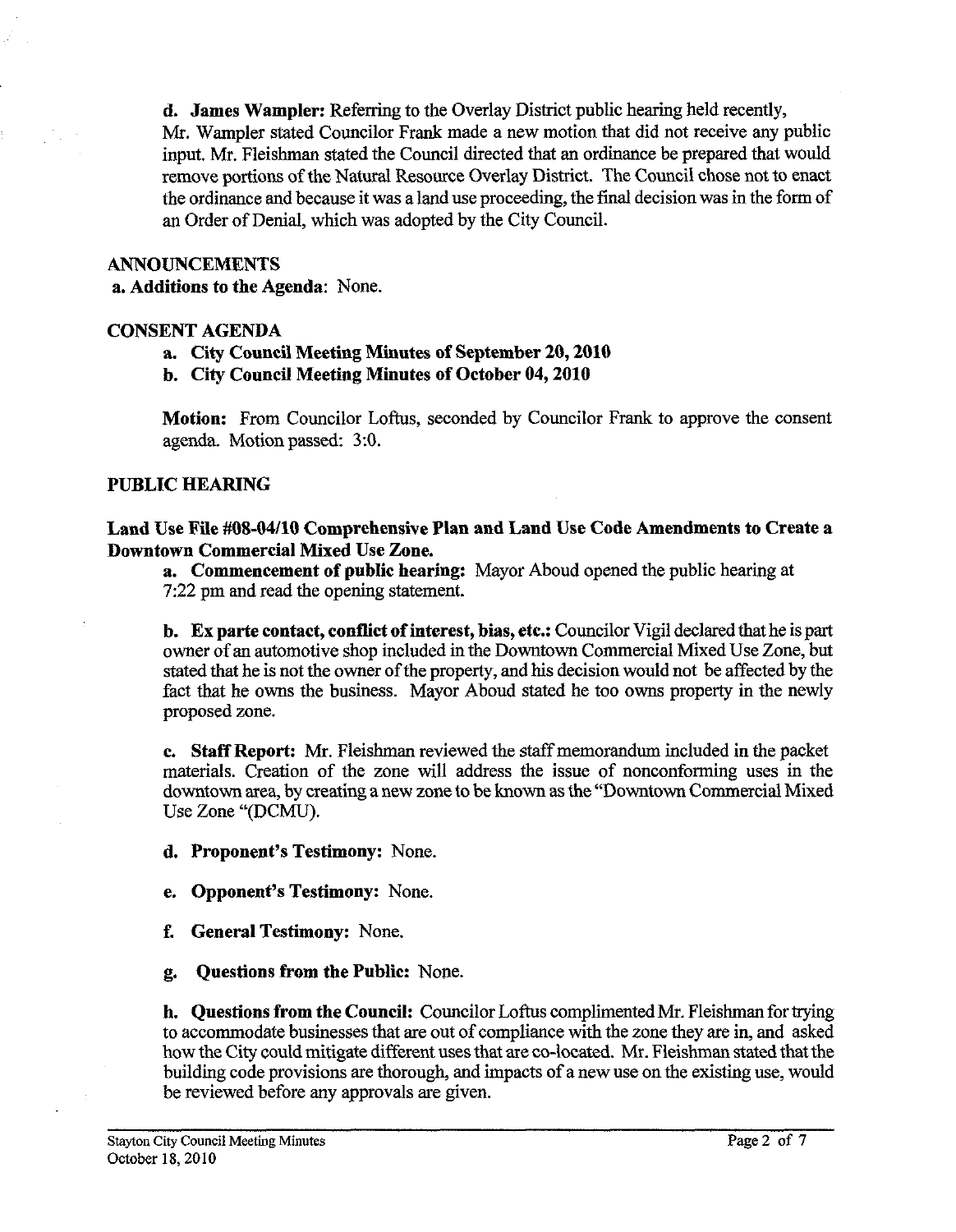**d. James Wampler:** Referring to the Overlay District public hearing held recently, Mr. Wampler stated Councilor Frank made a new motion that did not receive any public input. Mr. Fleishman stated the Council directed that an ordinance be prepared that would remove portions of the Natural Resource Overlay District. The Council chose not to enact the ordinance and because it was a land use proceeding, the final decision was in the form of an Order of Denial, which was adopted by the City Council.

## ANNOUNCEMENTS

**a. Additions to the Agenda:** None.

## CONSENT AGENDA

**a. City Council Meeting Minutes of September 20, 2010**

**b. City Council Meeting Minutes of October 04, 2010**

**Motion:** From Councilor Loftus, seconded by Councilor Frank to approve the consent agenda. Motion passed: 3:0.

## PUBLIC HEARING

### Land Use File #08-04/10 Comprehensive Plan and Land Use Code Amendments to Create a Downtown Commercial Mixed Use Zone.

**a. Commencement of public hearing:** Mayor Aboud opened the public hearing at 7:22 pm and read the opening statement.

**b. Ex parte contact, conflict of interest, bias, etc.:** Councilor Vigil declared that he is part owner of an automotive shop included in the Downtown Commercial Mixed Use Zone, but stated that he is not the owner of the property, and his decision would not be affected by the fact that he owns the business. Mayor Aboud stated he too owns property in the newly proposed zone.

**c. Staff Report:** Mr. Fleishman reviewed the staff memorandum included in the packet materials. Creation of the zone will address the issue of nonconforming uses in the downtown area, by creating a new zone to be known as the "Downtown Commercial Mixed Use Zone "(DCMU).

**d. Proponent's Testimony:** None.

**e. Opponent's Testimony:** None.

**f. General Testimony:** None.

**g. Questions from the Public:** None.

**h. Questions from the Council:** Councilor Loftus complimented Mr. Fleishman for trying to accommodate businesses that are out of compliance with the zone they are in, and asked how the City could mitigate different uses that are co-located. Mr. Fleishman stated that the building code provisions are thorough, and impacts of a new use on the existing use, would be reviewed before any approvals are given.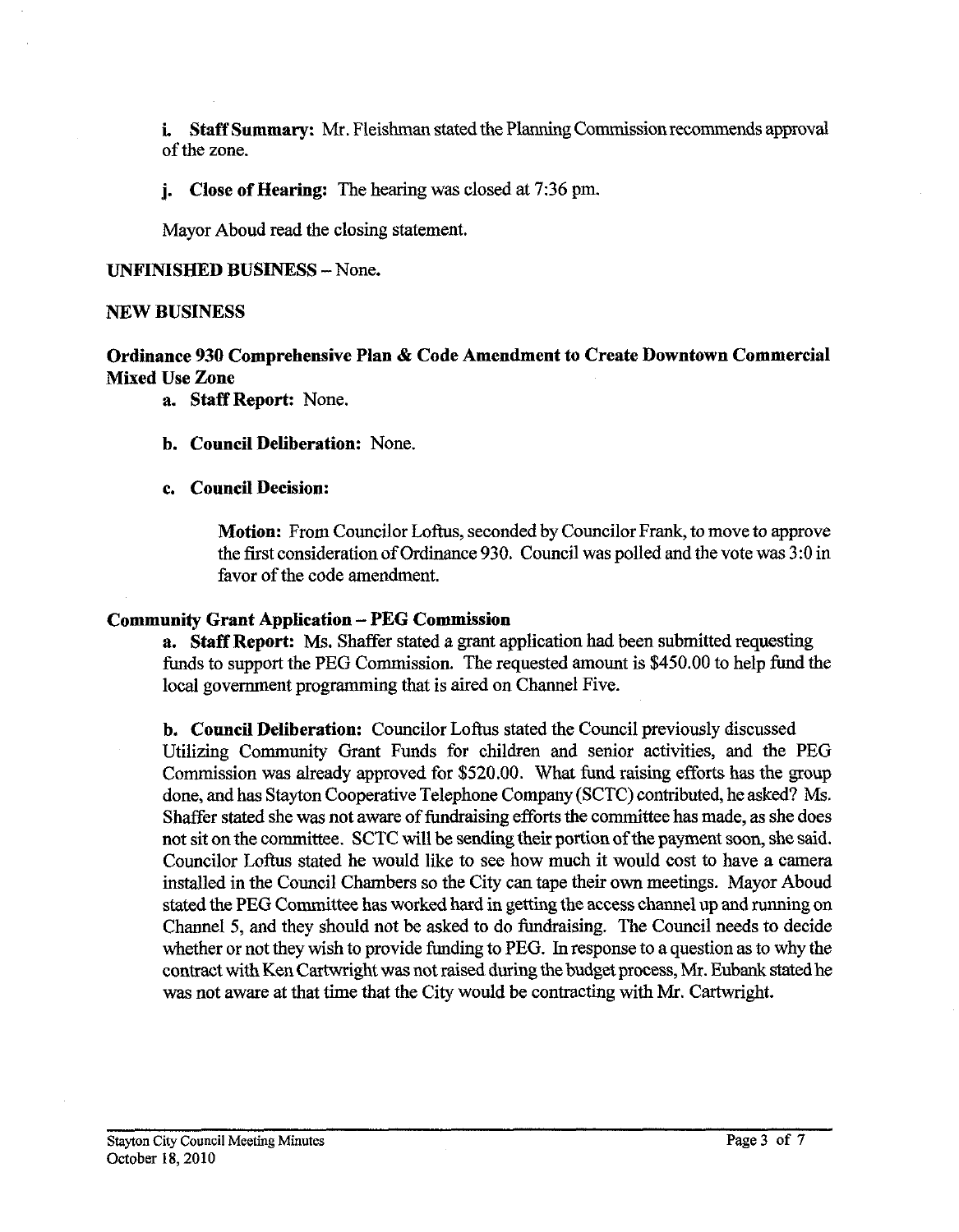**i. Staff Summary:** Mr. Fleishman stated the Planning Commission recommends approval of the zone.

**j. Close of Hearing:** The hearing was closed at 7:36 pm.

Mayor Aboud read the closing statement.

**UNFINISHED BUSINESS** – None.

**NEW BUSINESS**

**Ordinance 930 Comprehensive Plan & Code Amendment to Create Downtown Commercial Mixed Use Zone**

**a. Staff Report:** None.

**b. Council Deliberation:** None.

**c. Council Decision:**

**Motion:** From Councilor Loftus, seconded by Councilor Frank, to move to approve the first consideration of Ordinance 930. Council was polled and the vote was 3:0 in favor of the code amendment.

**Community Grant Application – PEG Commission**

**a. Staff Report:** Ms. Shaffer stated a grant application had been submitted requesting funds to support the PEG Commission. The requested amount is $450.00 to help fund the local government programming that is aired on Channel Five.

**b. Council Deliberation:** Councilor Loftus stated the Council previously discussed Utilizing Community Grant Funds for children and senior activities, and the PEG Commission was already approved for $520.00. What fund raising efforts has the group done, and has Stayton Cooperative Telephone Company (SCTC) contributed, he asked? Ms. Shaffer stated she was not aware of fundraising efforts the committee has made, as she does not sit on the committee. SCTC will be sending their portion of the payment soon, she said. Councilor Loftus stated he would like to see how much it would cost to have a camera installed in the Council Chambers so the City can tape their own meetings. Mayor Aboud stated the PEG Committee has worked hard in getting the access channel up and running on Channel 5, and they should not be asked to do fundraising. The Council needs to decide whether or not they wish to provide funding to PEG. In response to a question as to why the contract with Ken Cartwright was not raised during the budget process, Mr. Eubank stated he was not aware at that time that the City would be contracting with Mr. Cartwright.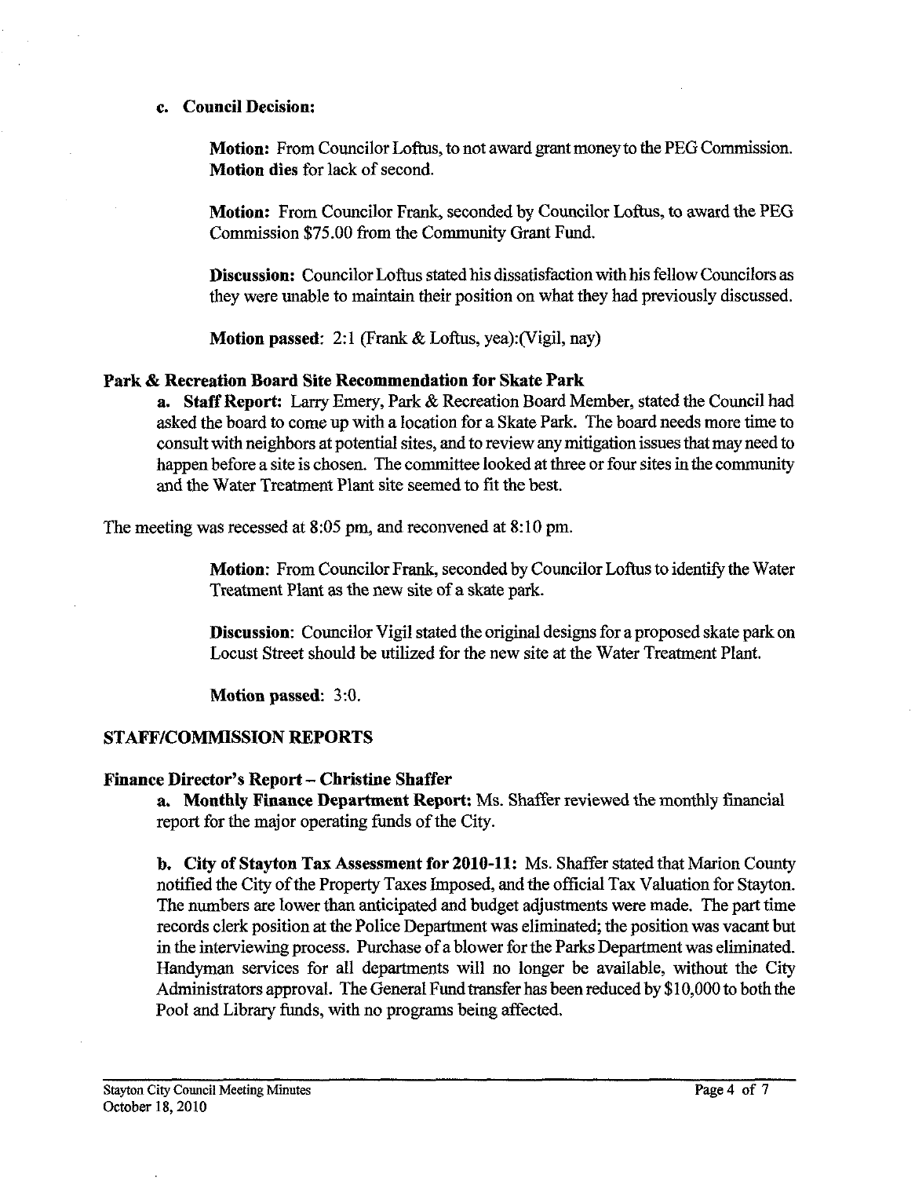**c. Council Decision:**

**Motion:** From Councilor Loftus, to not award grant money to the PEG Commission. **Motion dies** for lack of second.

**Motion:** From Councilor Frank, seconded by Councilor Loftus, to award the PEG Commission $75.00 from the Community Grant Fund.

**Discussion:** Councilor Loftus stated his dissatisfaction with his fellow Councilors as they were unable to maintain their position on what they had previously discussed.

**Motion passed**: 2:1 (Frank & Loftus, yea):(Vigil, nay)

### Park & Recreation Board Site Recommendation for Skate Park

**a. Staff Report:** Larry Emery, Park & Recreation Board Member, stated the Council had asked the board to come up with a location for a Skate Park. The board needs more time to consult with neighbors at potential sites, and to review any mitigation issues that may need to happen before a site is chosen. The committee looked at three or four sites in the community and the Water Treatment Plant site seemed to fit the best.

The meeting was recessed at 8:05 pm, and reconvened at 8:10 pm.

**Motion**: From Councilor Frank, seconded by Councilor Loftus to identify the Water Treatment Plant as the new site of a skate park.

**Discussion**: Councilor Vigil stated the original designs for a proposed skate park on Locust Street should be utilized for the new site at the Water Treatment Plant.

**Motion passed**: 3:0.

## STAFF/COMMISSION REPORTS

### Finance Director's Report – Christine Shaffer

**a. Monthly Finance Department Report:** Ms. Shaffer reviewed the monthly financial report for the major operating funds of the City.

**b. City of Stayton Tax Assessment for 2010-11:** Ms. Shaffer stated that Marion County notified the City of the Property Taxes Imposed, and the official Tax Valuation for Stayton. The numbers are lower than anticipated and budget adjustments were made. The part time records clerk position at the Police Department was eliminated; the position was vacant but in the interviewing process. Purchase of a blower for the Parks Department was eliminated. Handyman services for all departments will no longer be available, without the City Administrators approval. The General Fund transfer has been reduced by $10,000 to both the Pool and Library funds, with no programs being affected.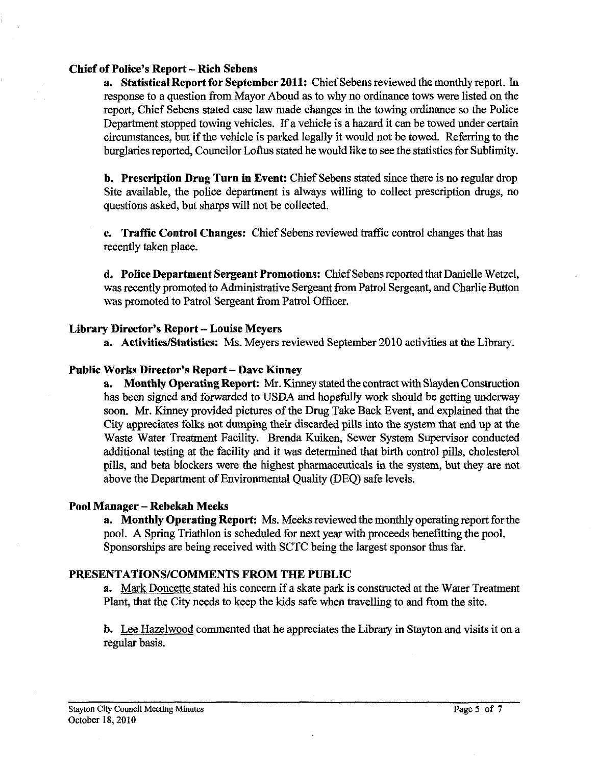**Chief of Police's Report – Rich Sebens**

**a. Statistical Report for September 2011:** Chief Sebens reviewed the monthly report. In response to a question from Mayor Aboud as to why no ordinance tows were listed on the report, Chief Sebens stated case law made changes in the towing ordinance so the Police Department stopped towing vehicles. If a vehicle is a hazard it can be towed under certain circumstances, but if the vehicle is parked legally it would not be towed. Referring to the burglaries reported, Councilor Loftus stated he would like to see the statistics for Sublimity.

**b. Prescription Drug Turn in Event:** Chief Sebens stated since there is no regular drop Site available, the police department is always willing to collect prescription drugs, no questions asked, but sharps will not be collected.

**c. Traffic Control Changes:** Chief Sebens reviewed traffic control changes that has recently taken place.

**d. Police Department Sergeant Promotions:** Chief Sebens reported that Danielle Wetzel, was recently promoted to Administrative Sergeant from Patrol Sergeant, and Charlie Button was promoted to Patrol Sergeant from Patrol Officer.

**Library Director's Report – Louise Meyers**

**a. Activities/Statistics:** Ms. Meyers reviewed September 2010 activities at the Library.

**Public Works Director's Report – Dave Kinney**

**a. Monthly Operating Report:** Mr. Kinney stated the contract with Slayden Construction has been signed and forwarded to USDA and hopefully work should be getting underway soon. Mr. Kinney provided pictures of the Drug Take Back Event, and explained that the City appreciates folks not dumping their discarded pills into the system that end up at the Waste Water Treatment Facility. Brenda Kuiken, Sewer System Supervisor conducted additional testing at the facility and it was determined that birth control pills, cholesterol pills, and beta blockers were the highest pharmaceuticals in the system, but they are not above the Department of Environmental Quality (DEQ) safe levels.

**Pool Manager – Rebekah Meeks**

**a. Monthly Operating Report:** Ms. Meeks reviewed the monthly operating report for the pool. A Spring Triathlon is scheduled for next year with proceeds benefitting the pool. Sponsorships are being received with SCTC being the largest sponsor thus far.

**PRESENTATIONS/COMMENTS FROM THE PUBLIC**

**a.** Mark Doucette stated his concern if a skate park is constructed at the Water Treatment Plant, that the City needs to keep the kids safe when travelling to and from the site.

**b.** Lee Hazelwood commented that he appreciates the Library in Stayton and visits it on a regular basis.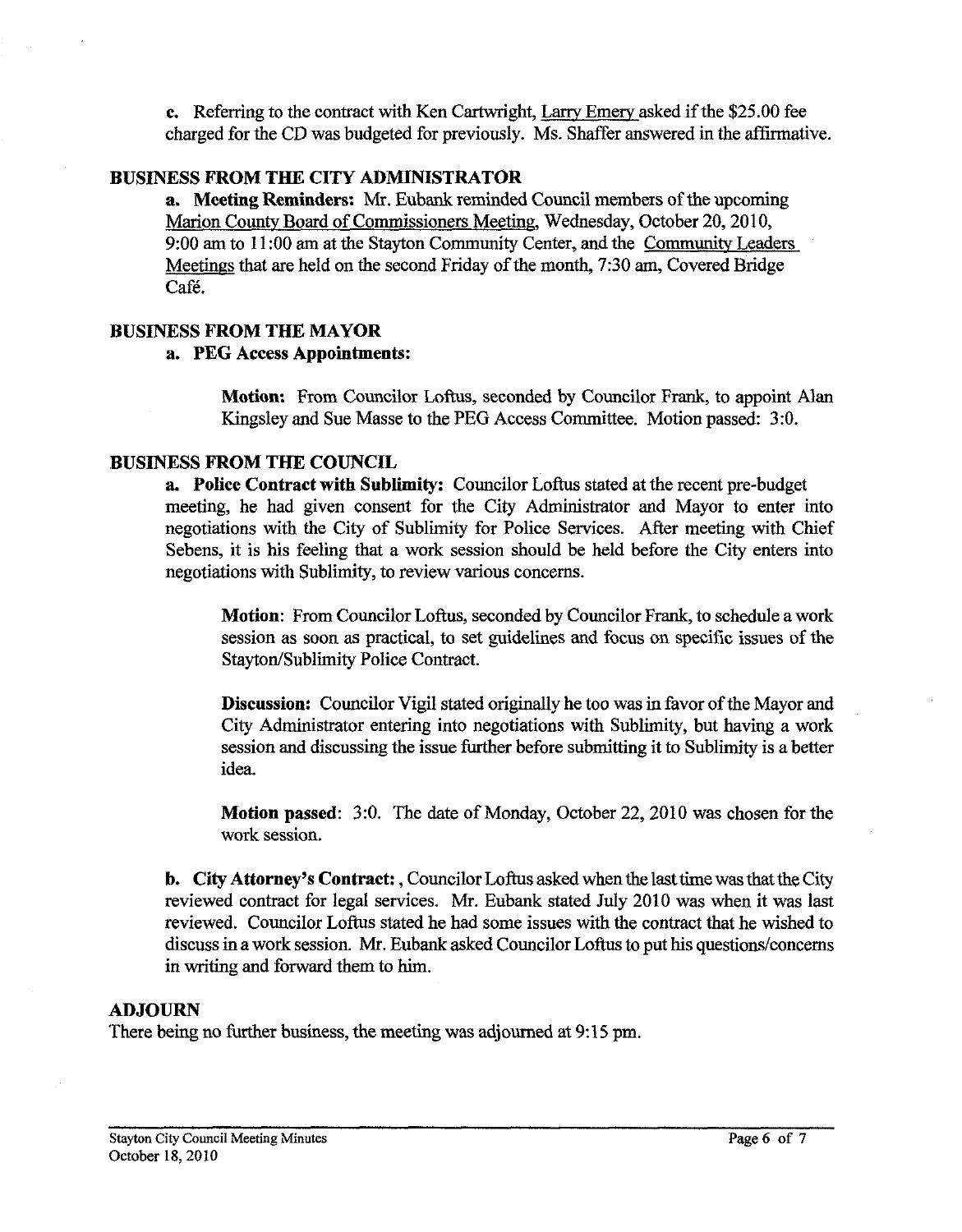**c.** Referring to the contract with Ken Cartwright, Larry Emery asked if the $25.00 fee charged for the CD was budgeted for previously. Ms. Shaffer answered in the affirmative.

## BUSINESS FROM THE CITY ADMINISTRATOR

**a. Meeting Reminders:** Mr. Eubank reminded Council members of the upcoming Marion County Board of Commissioners Meeting, Wednesday, October 20, 2010, 9:00 am to 11:00 am at the Stayton Community Center, and the Community Leaders Meetings that are held on the second Friday of the month, 7:30 am, Covered Bridge Café.

## BUSINESS FROM THE MAYOR

**a. PEG Access Appointments:**

> **Motion:** From Councilor Loftus, seconded by Councilor Frank, to appoint Alan Kingsley and Sue Masse to the PEG Access Committee. Motion passed: 3:0.

## BUSINESS FROM THE COUNCIL

**a. Police Contract with Sublimity:** Councilor Loftus stated at the recent pre-budget meeting, he had given consent for the City Administrator and Mayor to enter into negotiations with the City of Sublimity for Police Services. After meeting with Chief Sebens, it is his feeling that a work session should be held before the City enters into negotiations with Sublimity, to review various concerns.

> **Motion**: From Councilor Loftus, seconded by Councilor Frank, to schedule a work session as soon as practical, to set guidelines and focus on specific issues of the Stayton/Sublimity Police Contract.
>
> **Discussion:** Councilor Vigil stated originally he too was in favor of the Mayor and City Administrator entering into negotiations with Sublimity, but having a work session and discussing the issue further before submitting it to Sublimity is a better idea.
>
> **Motion passed**: 3:0. The date of Monday, October 22, 2010 was chosen for the work session.

**b. City Attorney's Contract:** , Councilor Loftus asked when the last time was that the City reviewed contract for legal services. Mr. Eubank stated July 2010 was when it was last reviewed. Councilor Loftus stated he had some issues with the contract that he wished to discuss in a work session. Mr. Eubank asked Councilor Loftus to put his questions/concerns in writing and forward them to him.

## ADJOURN

There being no further business, the meeting was adjourned at 9:15 pm.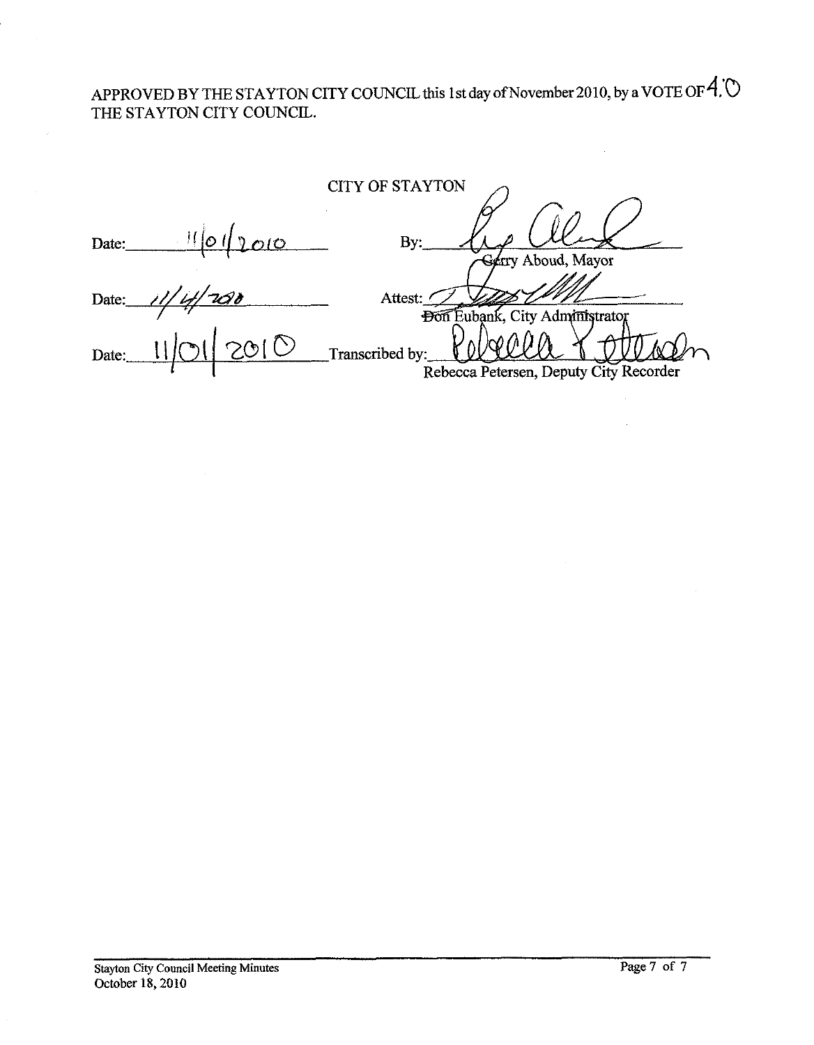APPROVED BY THE STAYTON CITY COUNCIL this 1st day of November 2010, by a VOTE OF 4:0 THE STAYTON CITY COUNCIL.

CITY OF STAYTON

Date: 11/01/2010 By: ____________________
Gerry Aboud, Mayor

Date: 11/4/2010 Attest: ____________________
~~Don~~ Eubank, City Administrator

Date: 11/01/2010 Transcribed by: ____________________
Rebecca Petersen, Deputy City Recorder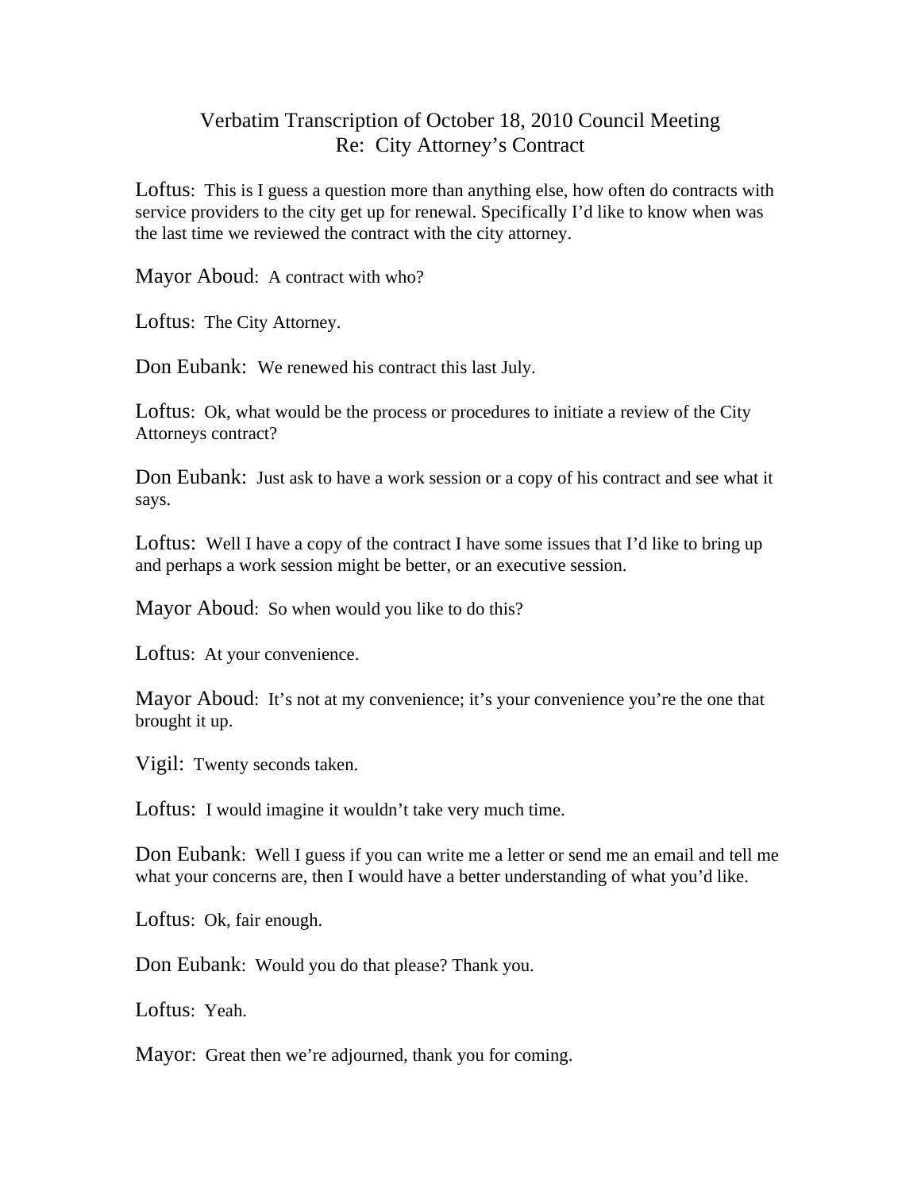# Verbatim Transcription of October 18, 2010 Council Meeting
## Re: City Attorney's Contract

Loftus: This is I guess a question more than anything else, how often do contracts with service providers to the city get up for renewal. Specifically I'd like to know when was the last time we reviewed the contract with the city attorney.

Mayor Aboud: A contract with who?

Loftus: The City Attorney.

Don Eubank: We renewed his contract this last July.

Loftus: Ok, what would be the process or procedures to initiate a review of the City Attorneys contract?

Don Eubank: Just ask to have a work session or a copy of his contract and see what it says.

Loftus: Well I have a copy of the contract I have some issues that I'd like to bring up and perhaps a work session might be better, or an executive session.

Mayor Aboud: So when would you like to do this?

Loftus: At your convenience.

Mayor Aboud: It's not at my convenience; it's your convenience you're the one that brought it up.

Vigil: Twenty seconds taken.

Loftus: I would imagine it wouldn't take very much time.

Don Eubank: Well I guess if you can write me a letter or send me an email and tell me what your concerns are, then I would have a better understanding of what you'd like.

Loftus: Ok, fair enough.

Don Eubank: Would you do that please? Thank you.

Loftus: Yeah.

Mayor: Great then we're adjourned, thank you for coming.